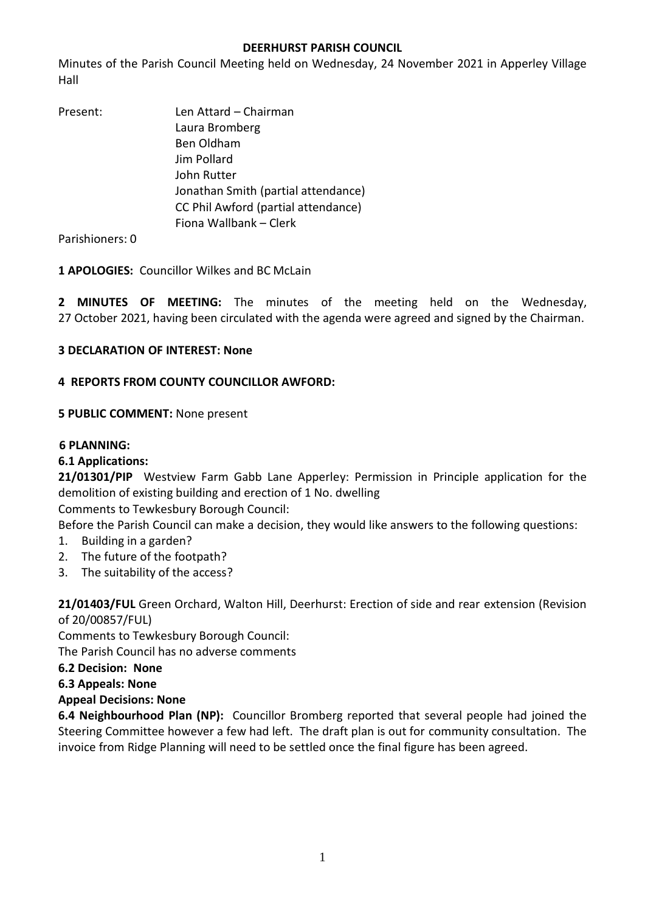# DEERHURST PARISH COUNCIL

Minutes of the Parish Council Meeting held on Wednesday, 24 November 2021 in Apperley Village Hall

Present: Len Attard – Chairman
Laura Bromberg
Ben Oldham
Jim Pollard
John Rutter
Jonathan Smith (partial attendance)
CC Phil Awford (partial attendance)
Fiona Wallbank – Clerk

Parishioners: 0

**1 APOLOGIES:** Councillor Wilkes and BC McLain

**2 MINUTES OF MEETING:** The minutes of the meeting held on the Wednesday, 27 October 2021, having been circulated with the agenda were agreed and signed by the Chairman.

**3 DECLARATION OF INTEREST: None**

**4 REPORTS FROM COUNTY COUNCILLOR AWFORD:**

**5 PUBLIC COMMENT:** None present

**6 PLANNING:**

**6.1 Applications:**

**21/01301/PIP** Westview Farm Gabb Lane Apperley: Permission in Principle application for the demolition of existing building and erection of 1 No. dwelling

Comments to Tewkesbury Borough Council:

Before the Parish Council can make a decision, they would like answers to the following questions:

1. Building in a garden?
2. The future of the footpath?
3. The suitability of the access?

**21/01403/FUL** Green Orchard, Walton Hill, Deerhurst: Erection of side and rear extension (Revision of 20/00857/FUL)

Comments to Tewkesbury Borough Council:

The Parish Council has no adverse comments

**6.2 Decision: None**

**6.3 Appeals: None**

**Appeal Decisions: None**

**6.4 Neighbourhood Plan (NP):** Councillor Bromberg reported that several people had joined the Steering Committee however a few had left. The draft plan is out for community consultation. The invoice from Ridge Planning will need to be settled once the final figure has been agreed.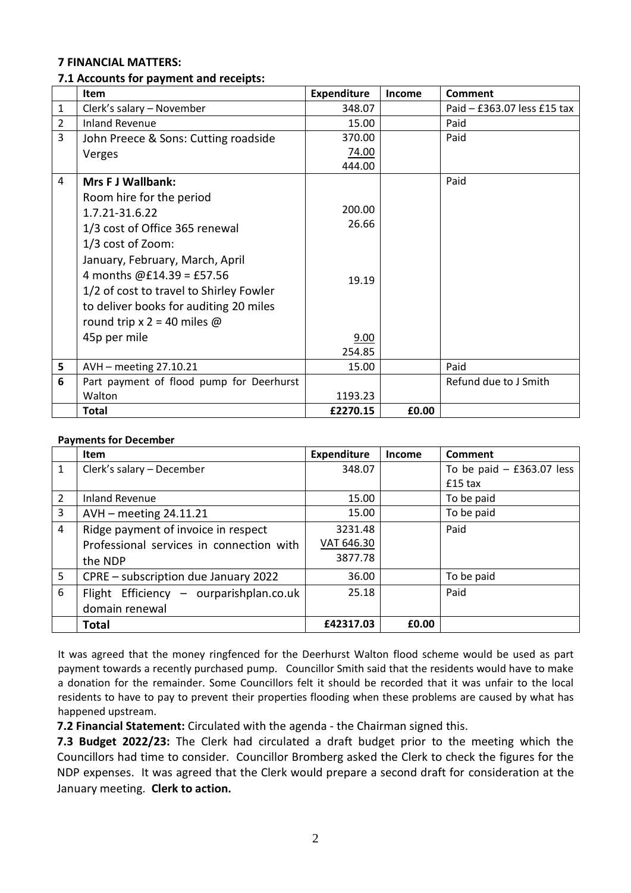**7 FINANCIAL MATTERS:**

**7.1 Accounts for payment and receipts:**

| | Item | Expenditure | Income | Comment |
|---|---|---|---|---|
| 1 | Clerk's salary – November | 348.07 | | Paid – £363.07 less £15 tax |
| 2 | Inland Revenue | 15.00 | | Paid |
| 3 | John Preece & Sons: Cutting roadside Verges | 370.00<br>74.00<br>444.00 | | Paid |
| 4 | **Mrs F J Wallbank:**<br>Room hire for the period 1.7.21-31.6.22<br>1/3 cost of Office 365 renewal<br>1/3 cost of Zoom:<br>January, February, March, April<br>4 months @£14.39 = £57.56<br>1/2 of cost to travel to Shirley Fowler to deliver books for auditing 20 miles round trip x 2 = 40 miles @ 45p per mile | 200.00<br>26.66<br><br>19.19<br><br>9.00<br>254.85 | | Paid |
| **5** | AVH – meeting 27.10.21 | 15.00 | | Paid |
| **6** | Part payment of flood pump for Deerhurst Walton | 1193.23 | | Refund due to J Smith |
| | **Total** | **£2270.15** | **£0.00** | |

**Payments for December**

| | Item | Expenditure | Income | Comment |
|---|---|---|---|---|
| 1 | Clerk's salary – December | 348.07 | | To be paid – £363.07 less £15 tax |
| 2 | Inland Revenue | 15.00 | | To be paid |
| 3 | AVH – meeting 24.11.21 | 15.00 | | To be paid |
| 4 | Ridge payment of invoice in respect Professional services in connection with the NDP | 3231.48<br>VAT 646.30<br>3877.78 | | Paid |
| 5 | CPRE – subscription due January 2022 | 36.00 | | To be paid |
| 6 | Flight Efficiency – ourparishplan.co.uk domain renewal | 25.18 | | Paid |
| | **Total** | **£42317.03** | **£0.00** | |

It was agreed that the money ringfenced for the Deerhurst Walton flood scheme would be used as part payment towards a recently purchased pump. Councillor Smith said that the residents would have to make a donation for the remainder. Some Councillors felt it should be recorded that it was unfair to the local residents to have to pay to prevent their properties flooding when these problems are caused by what has happened upstream.

**7.2 Financial Statement:** Circulated with the agenda - the Chairman signed this.

**7.3 Budget 2022/23:** The Clerk had circulated a draft budget prior to the meeting which the Councillors had time to consider. Councillor Bromberg asked the Clerk to check the figures for the NDP expenses. It was agreed that the Clerk would prepare a second draft for consideration at the January meeting. **Clerk to action.**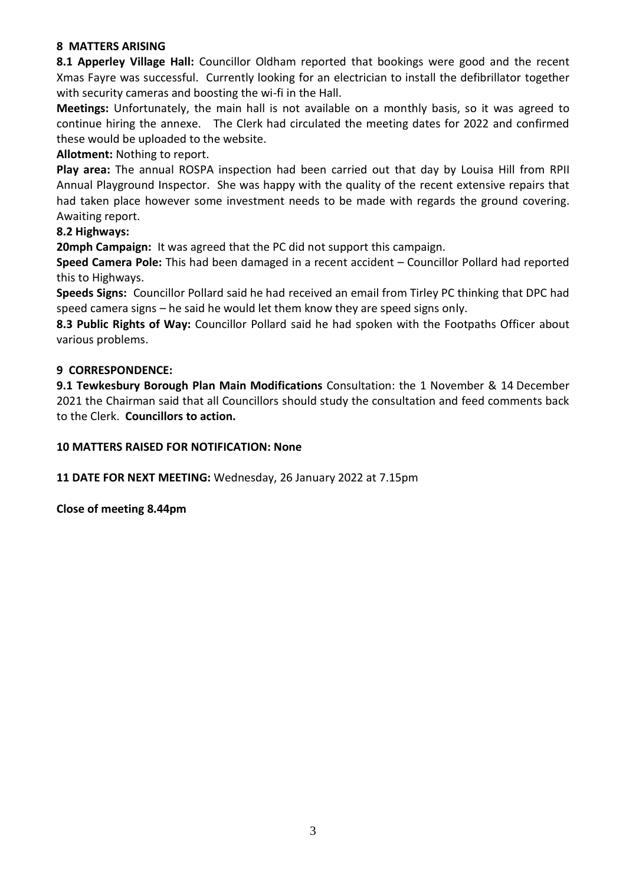## 8 MATTERS ARISING

**8.1 Apperley Village Hall:** Councillor Oldham reported that bookings were good and the recent Xmas Fayre was successful. Currently looking for an electrician to install the defibrillator together with security cameras and boosting the wi-fi in the Hall.

**Meetings:** Unfortunately, the main hall is not available on a monthly basis, so it was agreed to continue hiring the annexe. The Clerk had circulated the meeting dates for 2022 and confirmed these would be uploaded to the website.

**Allotment:** Nothing to report.

**Play area:** The annual ROSPA inspection had been carried out that day by Louisa Hill from RPII Annual Playground Inspector. She was happy with the quality of the recent extensive repairs that had taken place however some investment needs to be made with regards the ground covering. Awaiting report.

**8.2 Highways:**

**20mph Campaign:** It was agreed that the PC did not support this campaign.

**Speed Camera Pole:** This had been damaged in a recent accident – Councillor Pollard had reported this to Highways.

**Speeds Signs:** Councillor Pollard said he had received an email from Tirley PC thinking that DPC had speed camera signs – he said he would let them know they are speed signs only.

**8.3 Public Rights of Way:** Councillor Pollard said he had spoken with the Footpaths Officer about various problems.

## 9 CORRESPONDENCE:

**9.1 Tewkesbury Borough Plan Main Modifications** Consultation: the 1 November & 14 December 2021 the Chairman said that all Councillors should study the consultation and feed comments back to the Clerk. **Councillors to action.**

## 10 MATTERS RAISED FOR NOTIFICATION: None

**11 DATE FOR NEXT MEETING:** Wednesday, 26 January 2022 at 7.15pm

**Close of meeting 8.44pm**